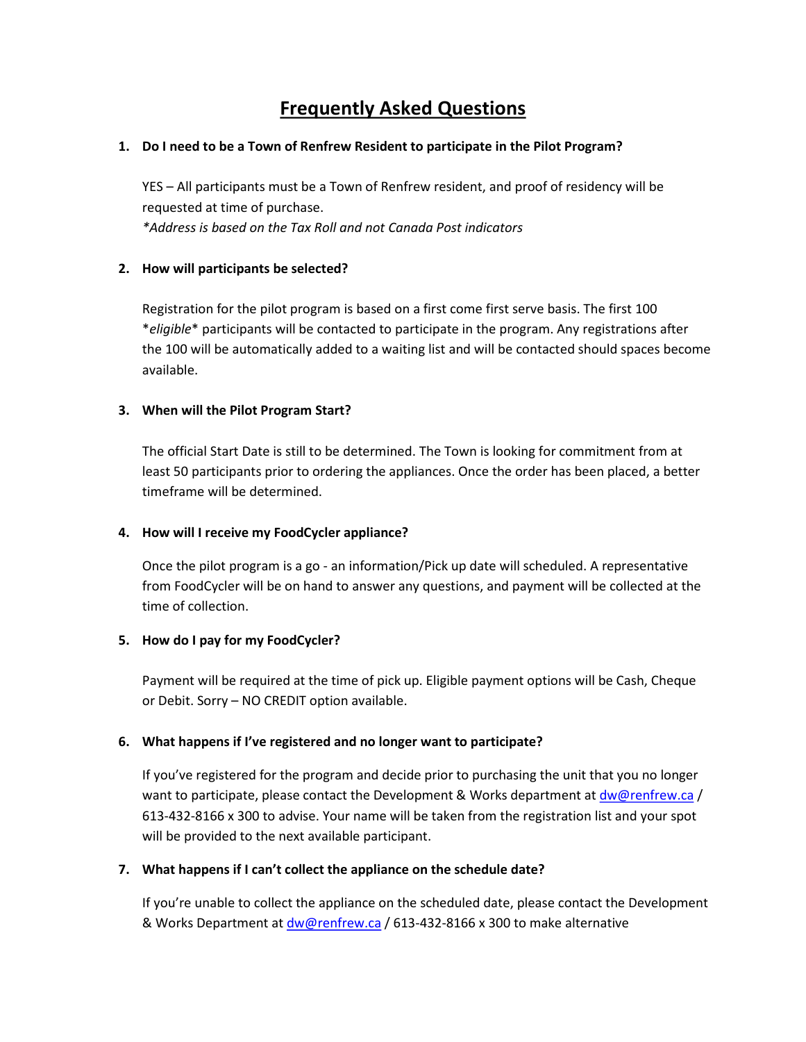# Frequently Asked Questions

1. **Do I need to be a Town of Renfrew Resident to participate in the Pilot Program?**

   YES – All participants must be a Town of Renfrew resident, and proof of residency will be requested at time of purchase.
   *\*Address is based on the Tax Roll and not Canada Post indicators*

2. **How will participants be selected?**

   Registration for the pilot program is based on a first come first serve basis. The first 100 \**eligible*\* participants will be contacted to participate in the program. Any registrations after the 100 will be automatically added to a waiting list and will be contacted should spaces become available.

3. **When will the Pilot Program Start?**

   The official Start Date is still to be determined. The Town is looking for commitment from at least 50 participants prior to ordering the appliances. Once the order has been placed, a better timeframe will be determined.

4. **How will I receive my FoodCycler appliance?**

   Once the pilot program is a go - an information/Pick up date will scheduled. A representative from FoodCycler will be on hand to answer any questions, and payment will be collected at the time of collection.

5. **How do I pay for my FoodCycler?**

   Payment will be required at the time of pick up. Eligible payment options will be Cash, Cheque or Debit. Sorry – NO CREDIT option available.

6. **What happens if I've registered and no longer want to participate?**

   If you've registered for the program and decide prior to purchasing the unit that you no longer want to participate, please contact the Development & Works department at dw@renfrew.ca / 613-432-8166 x 300 to advise. Your name will be taken from the registration list and your spot will be provided to the next available participant.

7. **What happens if I can't collect the appliance on the schedule date?**

   If you're unable to collect the appliance on the scheduled date, please contact the Development & Works Department at dw@renfrew.ca / 613-432-8166 x 300 to make alternative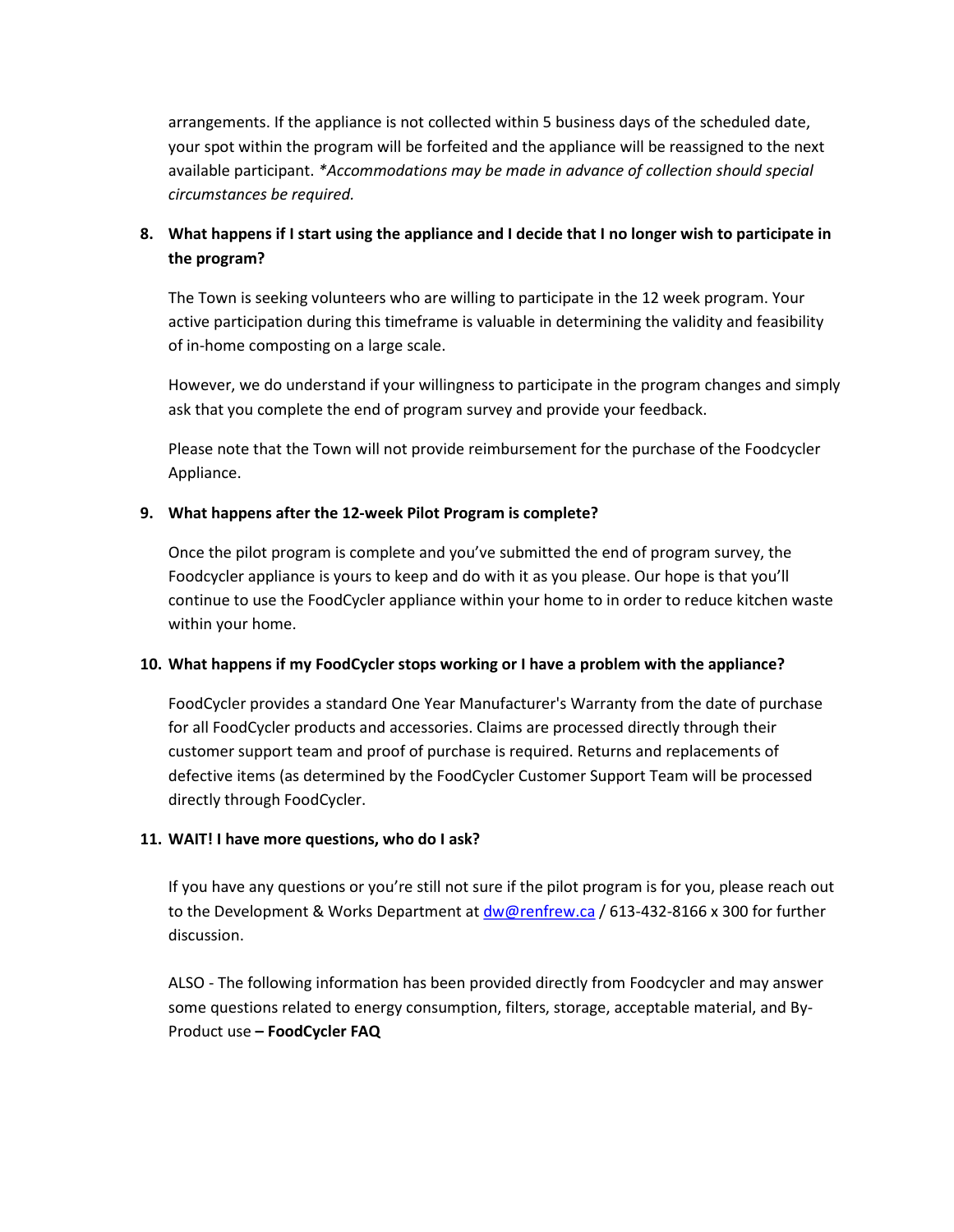arrangements. If the appliance is not collected within 5 business days of the scheduled date, your spot within the program will be forfeited and the appliance will be reassigned to the next available participant. *\*Accommodations may be made in advance of collection should special circumstances be required.*

8. **What happens if I start using the appliance and I decide that I no longer wish to participate in the program?**

   The Town is seeking volunteers who are willing to participate in the 12 week program. Your active participation during this timeframe is valuable in determining the validity and feasibility of in-home composting on a large scale.

   However, we do understand if your willingness to participate in the program changes and simply ask that you complete the end of program survey and provide your feedback.

   Please note that the Town will not provide reimbursement for the purchase of the Foodcycler Appliance.

9. **What happens after the 12-week Pilot Program is complete?**

   Once the pilot program is complete and you've submitted the end of program survey, the Foodcycler appliance is yours to keep and do with it as you please. Our hope is that you'll continue to use the FoodCycler appliance within your home to in order to reduce kitchen waste within your home.

10. **What happens if my FoodCycler stops working or I have a problem with the appliance?**

    FoodCycler provides a standard One Year Manufacturer's Warranty from the date of purchase for all FoodCycler products and accessories. Claims are processed directly through their customer support team and proof of purchase is required. Returns and replacements of defective items (as determined by the FoodCycler Customer Support Team will be processed directly through FoodCycler.

11. **WAIT! I have more questions, who do I ask?**

    If you have any questions or you're still not sure if the pilot program is for you, please reach out to the Development & Works Department at dw@renfrew.ca / 613-432-8166 x 300 for further discussion.

    ALSO - The following information has been provided directly from Foodcycler and may answer some questions related to energy consumption, filters, storage, acceptable material, and By-Product use **– FoodCycler FAQ**